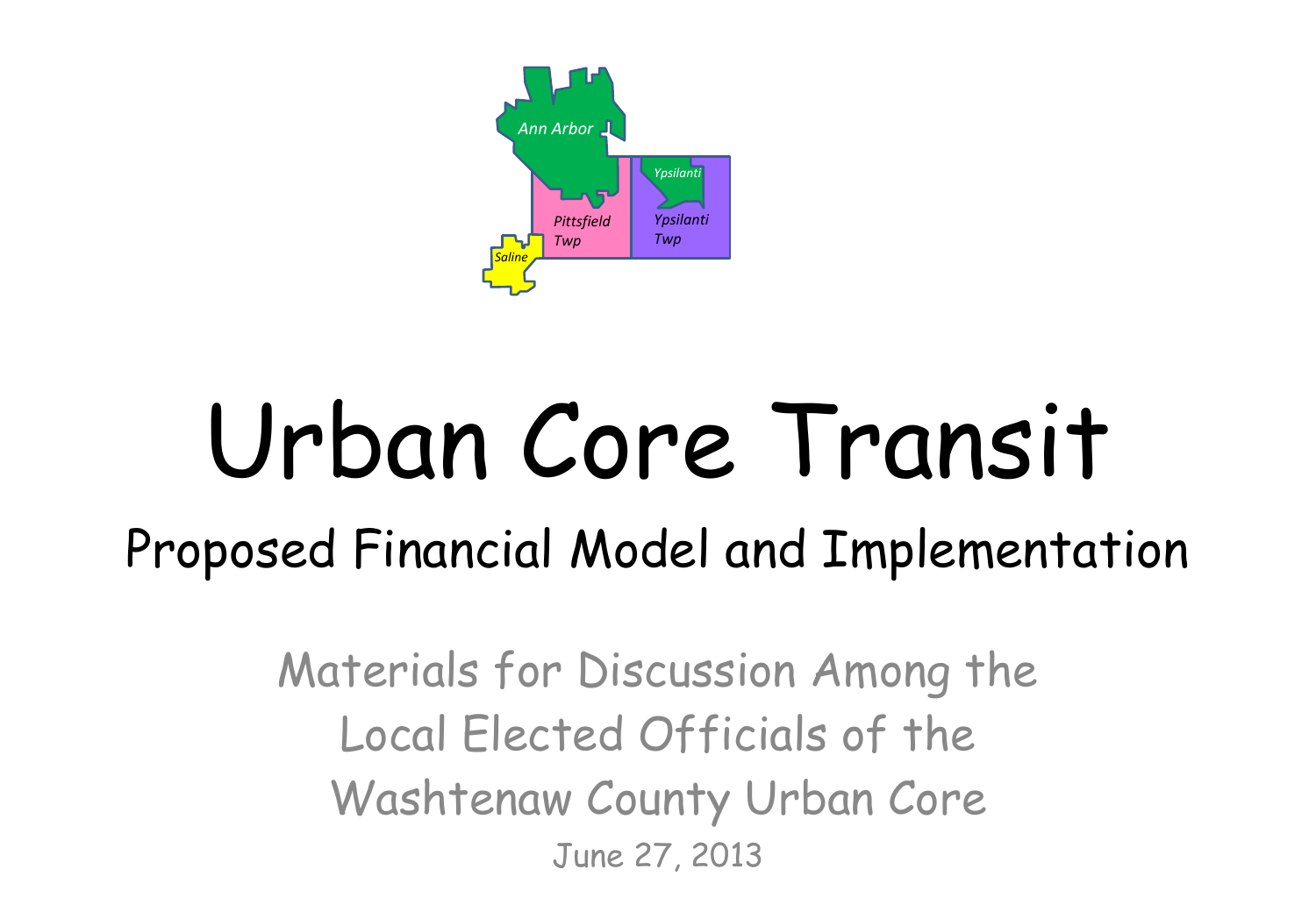# Urban Core Transit

## Proposed Financial Model and Implementation

Materials for Discussion Among the Local Elected Officials of the Washtenaw County Urban Core

June 27, 2013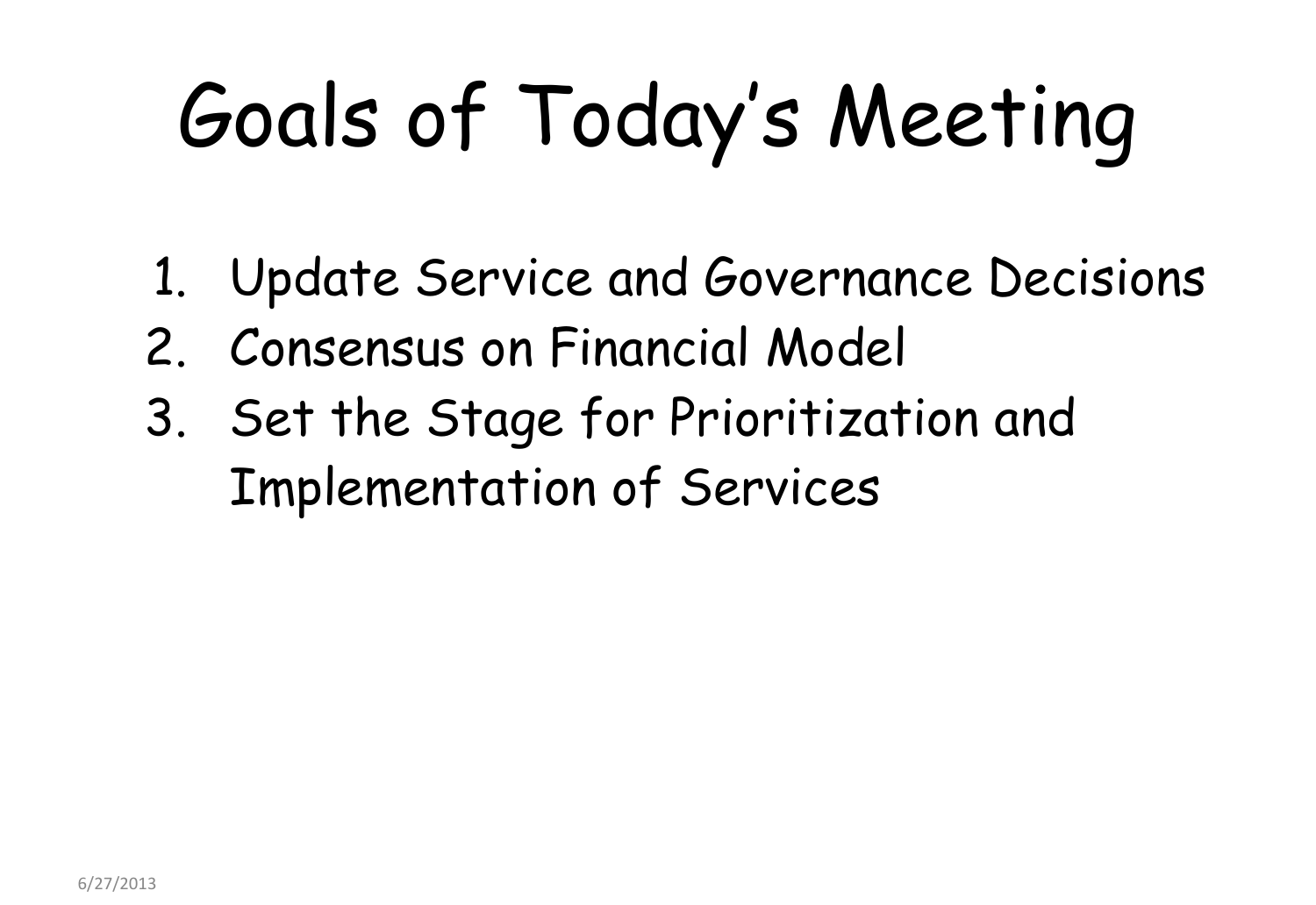# Goals of Today's Meeting

1. Update Service and Governance Decisions
2. Consensus on Financial Model
3. Set the Stage for Prioritization and Implementation of Services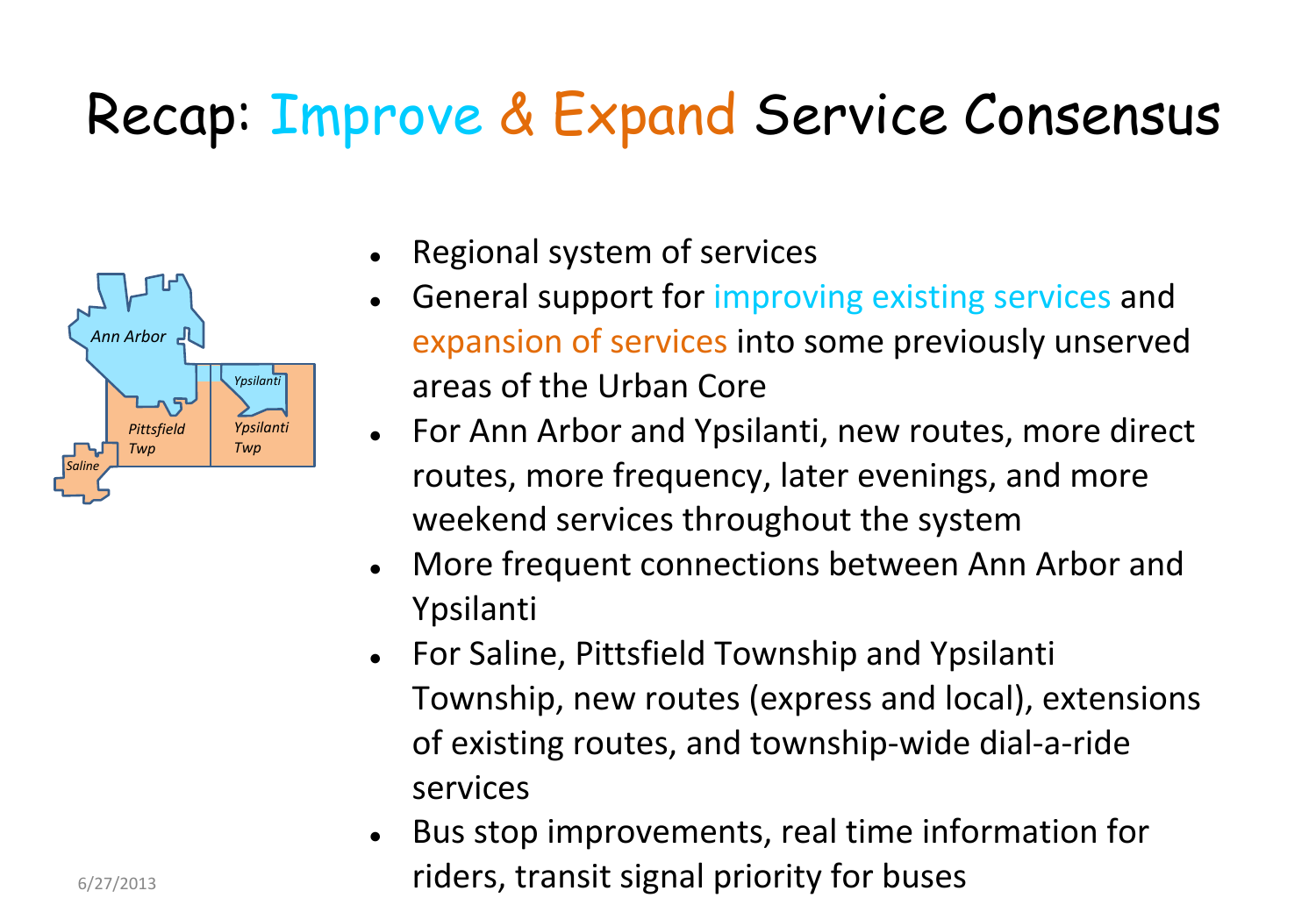# Recap: Improve & Expand Service Consensus

- Regional system of services
- General support for improving existing services and expansion of services into some previously unserved areas of the Urban Core
- For Ann Arbor and Ypsilanti, new routes, more direct routes, more frequency, later evenings, and more weekend services throughout the system
- More frequent connections between Ann Arbor and Ypsilanti
- For Saline, Pittsfield Township and Ypsilanti Township, new routes (express and local), extensions of existing routes, and township-wide dial-a-ride services
- Bus stop improvements, real time information for riders, transit signal priority for buses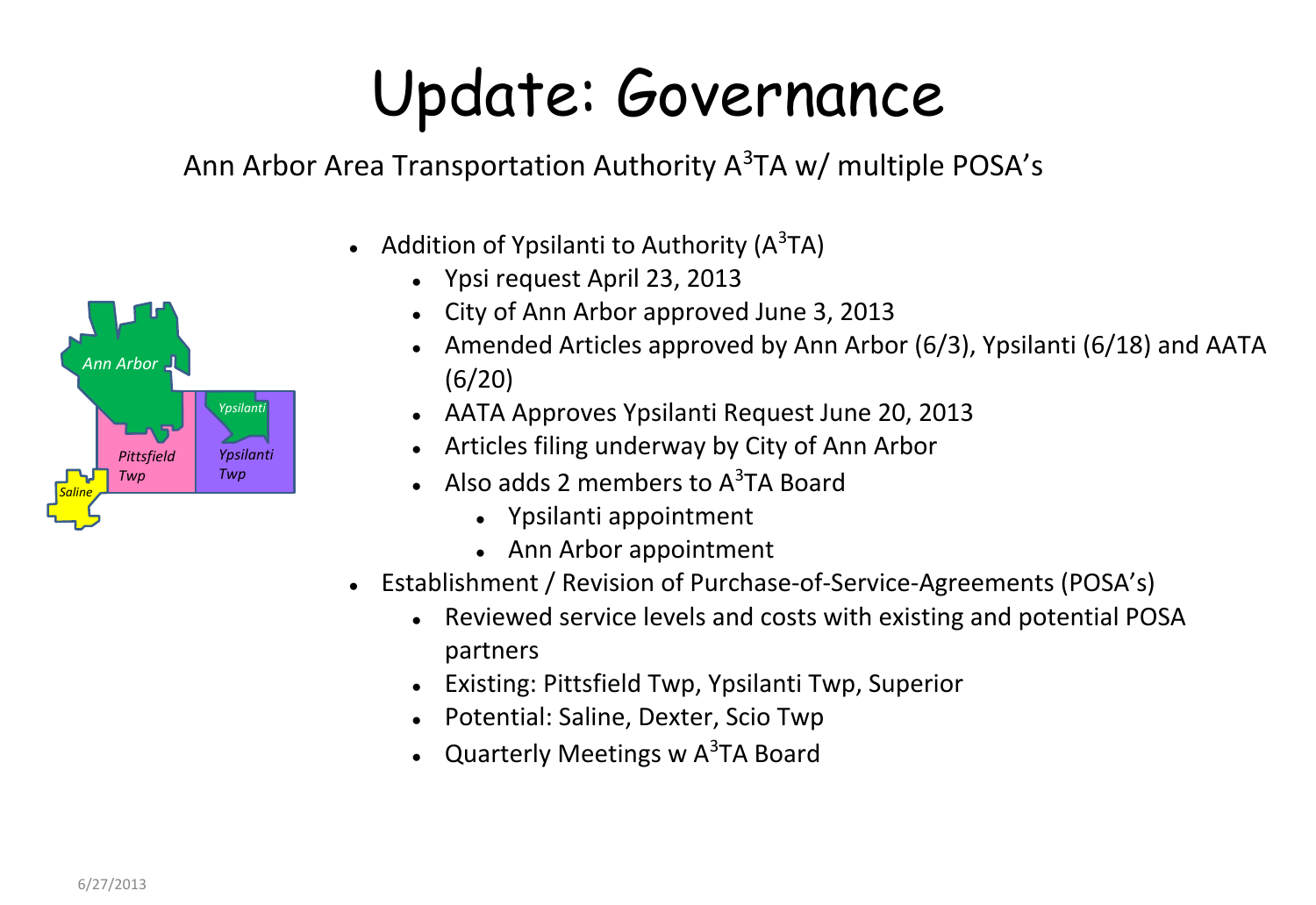# Update: Governance

Ann Arbor Area Transportation Authority $A^3TA$ w/ multiple POSA's

- Addition of Ypsilanti to Authority ($A^3TA$)
  - Ypsi request April 23, 2013
  - City of Ann Arbor approved June 3, 2013
  - Amended Articles approved by Ann Arbor (6/3), Ypsilanti (6/18) and AATA (6/20)
  - AATA Approves Ypsilanti Request June 20, 2013
  - Articles filing underway by City of Ann Arbor
  - Also adds 2 members to $A^3TA$ Board
    - Ypsilanti appointment
    - Ann Arbor appointment
- Establishment / Revision of Purchase-of-Service-Agreements (POSA's)
  - Reviewed service levels and costs with existing and potential POSA partners
  - Existing: Pittsfield Twp, Ypsilanti Twp, Superior
  - Potential: Saline, Dexter, Scio Twp
  - Quarterly Meetings w $A^3TA$ Board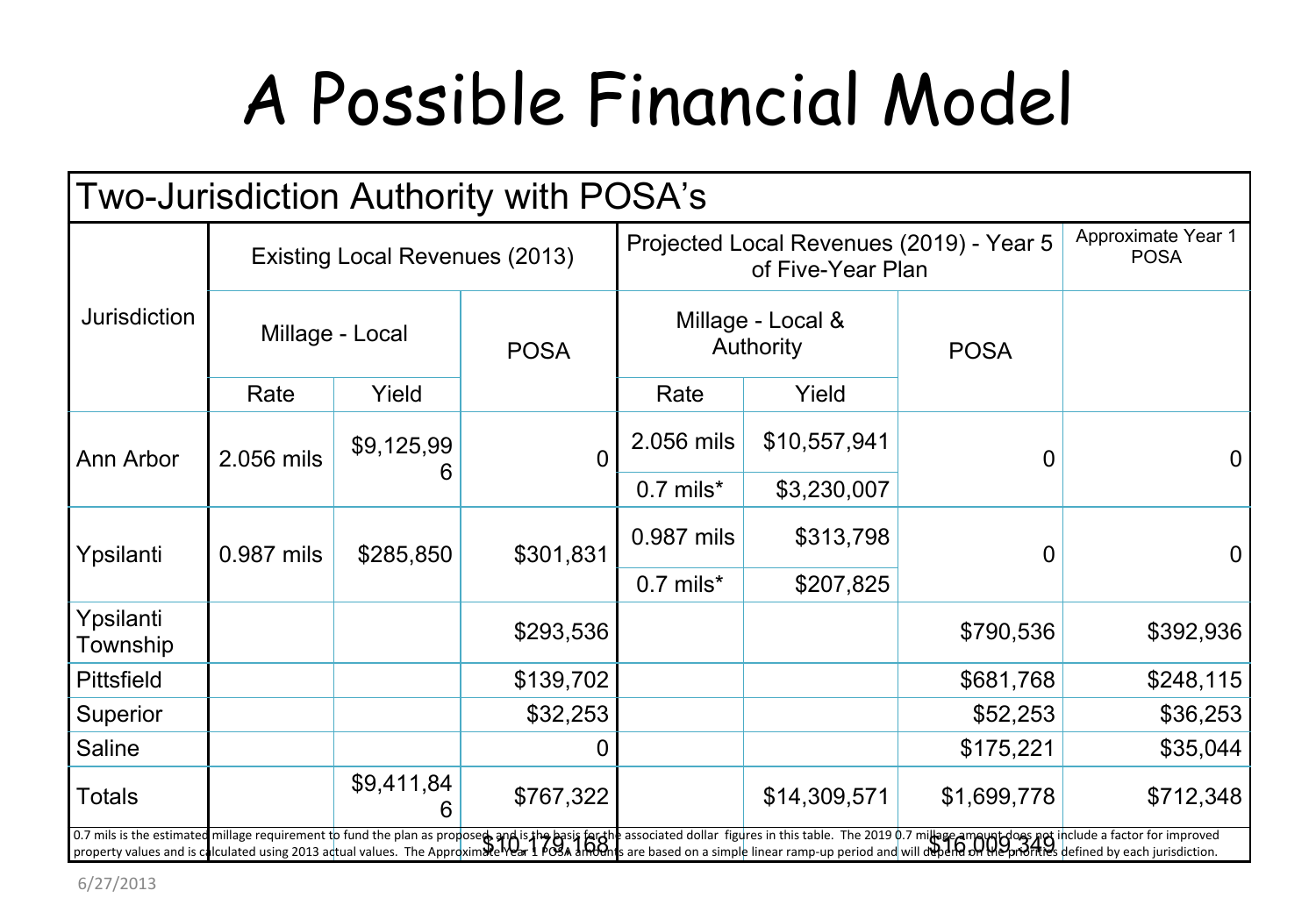# A Possible Financial Model

| Two-Jurisdiction Authority with POSA's | | | | | | | |
|---|---|---|---|---|---|---|---|
| Jurisdiction | Existing Local Revenues (2013) | | | Projected Local Revenues (2019) - Year 5 of Five-Year Plan | | | Approximate Year 1 POSA |
| | Millage - Local | | POSA | Millage - Local & Authority | | POSA | |
| | Rate | Yield | | Rate | Yield | | |
| Ann Arbor | 2.056 mils | $9,125,996 | 0 | 2.056 mils | $10,557,941 | 0 | 0 |
| | | | | 0.7 mils* | $3,230,007 | | |
| Ypsilanti | 0.987 mils | $285,850 | $301,831 | 0.987 mils | $313,798 | 0 | 0 |
| | | | | 0.7 mils* | $207,825 | | |
| Ypsilanti Township | | | $293,536 | | | $790,536 | $392,936 |
| Pittsfield | | | $139,702 | | | $681,768 | $248,115 |
| Superior | | | $32,253 | | | $52,253 | $36,253 |
| Saline | | | 0 | | | $175,221 | $35,044 |
| Totals | | $9,411,846 | $767,322 | | $14,309,571 | $1,699,778 | $712,348 |
| | | $10,179,168 | | | | $16,009,349 | |

0.7 mils is the estimated millage requirement to fund the plan as proposed, and is the basis for the associated dollar figures in this table. The 2019 0.7 millage amount does not include a factor for improved property values and is calculated using 2013 actual values. The Approximate Year 1 POSA amounts are based on a simple linear ramp-up period and will depend on the priorities defined by each jurisdiction.

6/27/2013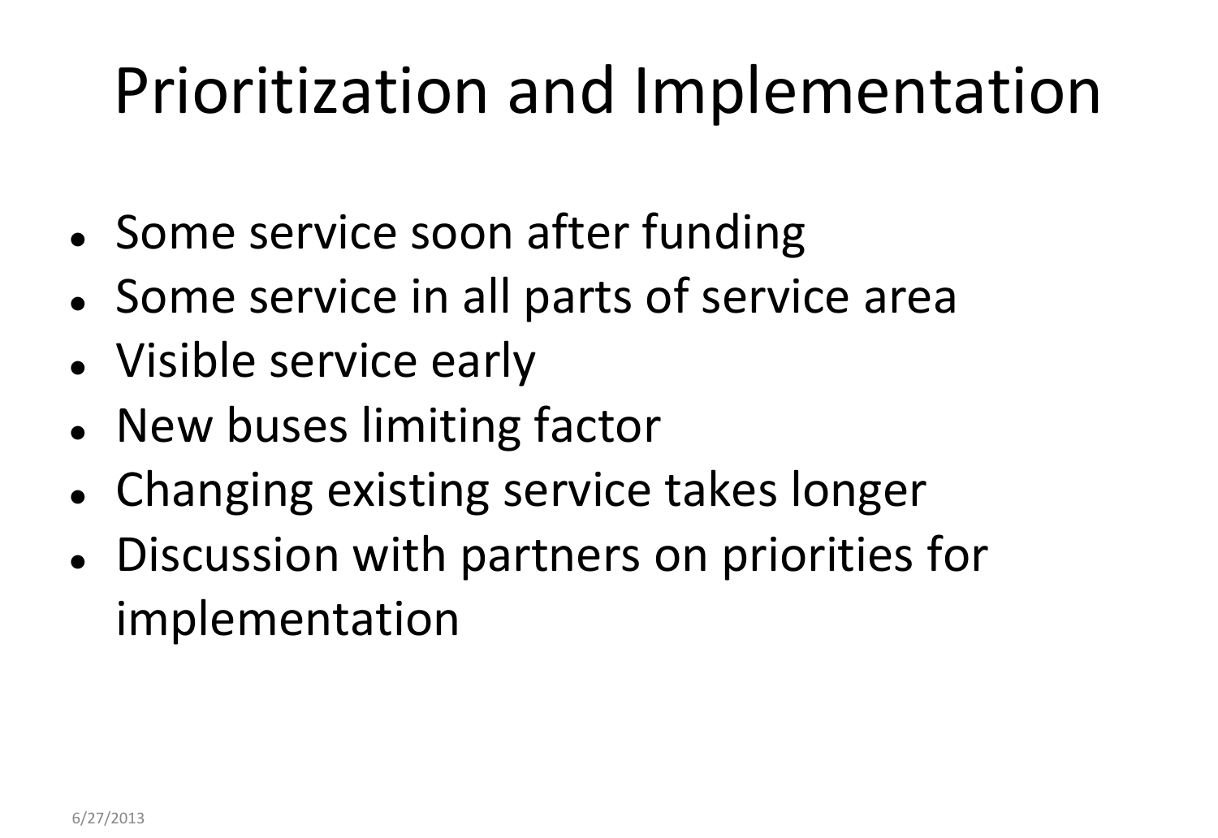# Prioritization and Implementation

- Some service soon after funding
- Some service in all parts of service area
- Visible service early
- New buses limiting factor
- Changing existing service takes longer
- Discussion with partners on priorities for implementation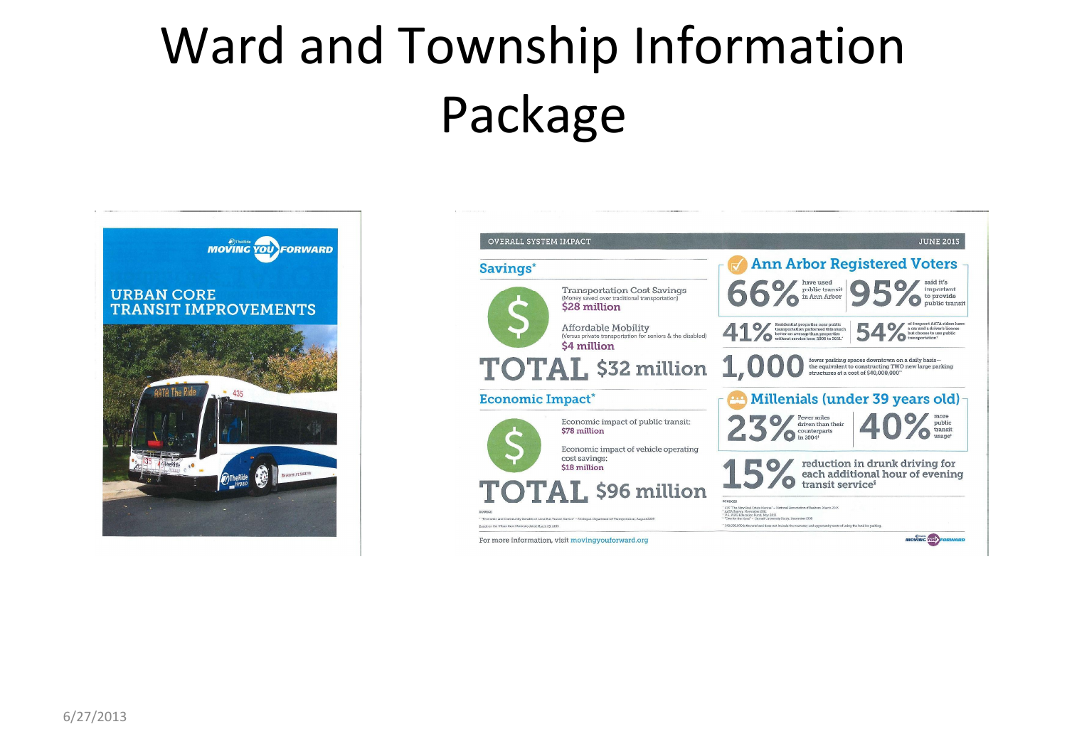# Ward and Township Information Package

MOVING YOU FORWARD

URBAN CORE TRANSIT IMPROVEMENTS

OVERALL SYSTEM IMPACT — JUNE 2013

## Savings*

Transportation Cost Savings
(Money saved over traditional transportation)
$28 million

Affordable Mobility
(Versus private transportation for seniors & the disabled)
$4 million

TOTAL $32 million

## Economic Impact*

Economic impact of public transit:
$78 million

Economic impact of vehicle operating cost savings:
$18 million

TOTAL $96 million

SOURCE
* "Economic and Community Benefits of Local Bus Transit Service" – Michigan Department of Transportation, August 2009
Based on the Urban Core Plan as of March 29, 2013

## Ann Arbor Registered Voters

66% have used public transit in Ann Arbor

95% said it's important to provide public transit

41% Residential properties near public transportation performed this much better on average than properties without service from 2006 to 2011[1]

54% of frequent AATA riders have a car and a driver's license but choose to use public transportation[2]

1,000 fewer parking spaces downtown on a daily basis—the equivalent to constructing TWO new large parking structures at a cost of $40,000,000[**]

## Millenials (under 39 years old)

23% Fewer miles driven than their counterparts in 2004[4]

40% more public transit usage[3]

15% reduction in drunk driving for each additional hour of evening transit service[5]

SOURCES
[1] 41% "The New Real Estate Mantra" – National Association of Realtors, March 2013
[2] AATA Survey, November 2011
[3] U.S. PIRG Education Fund, May 2013
[4] "One for the Road" – Cornell University Study, December 2008
** $40,000,000 is the total and does not include the economic and opportunity costs of using the land for parking.

For more information, visit movingyouforward.org

6/27/2013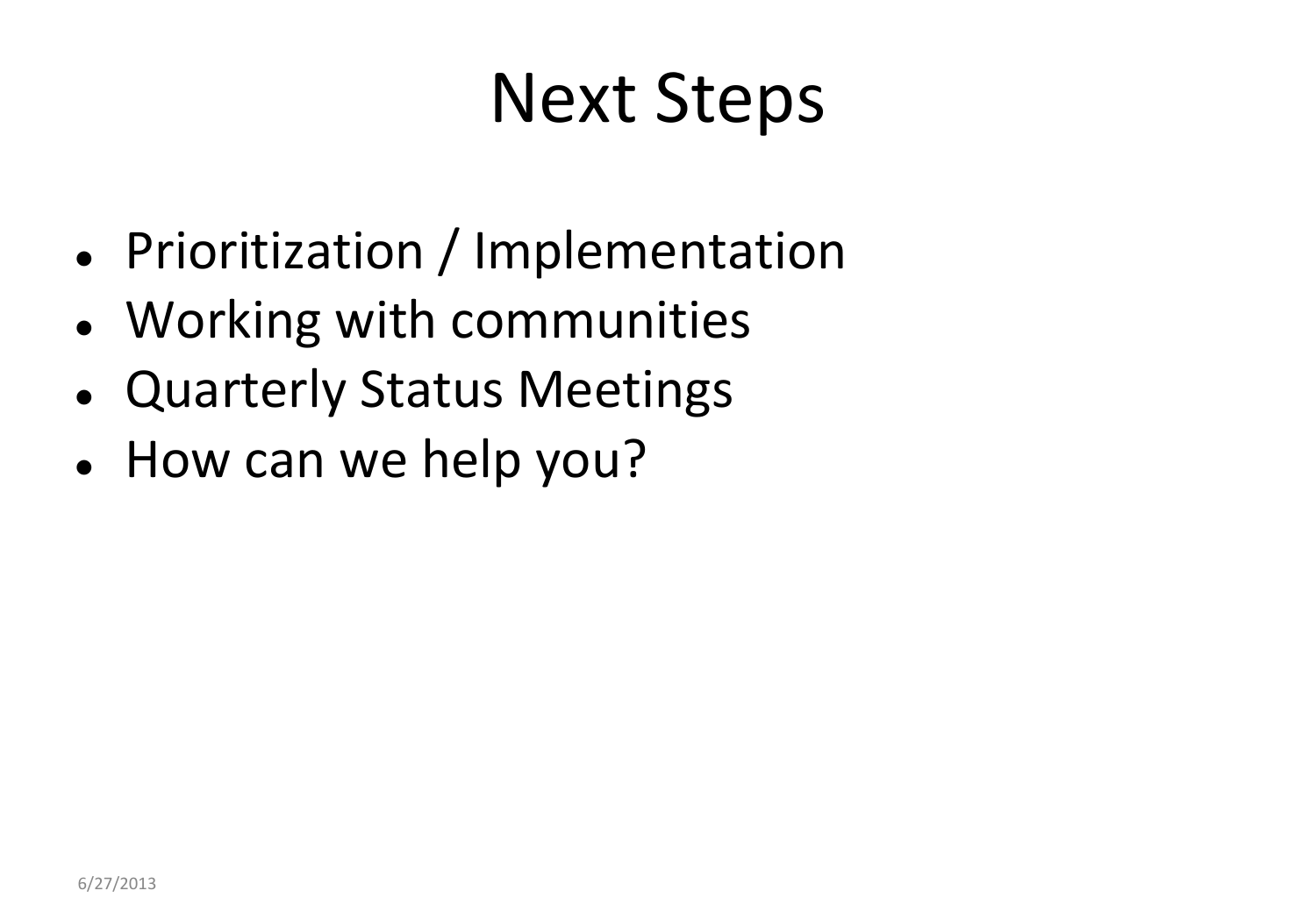# Next Steps

- Prioritization / Implementation
- Working with communities
- Quarterly Status Meetings
- How can we help you?